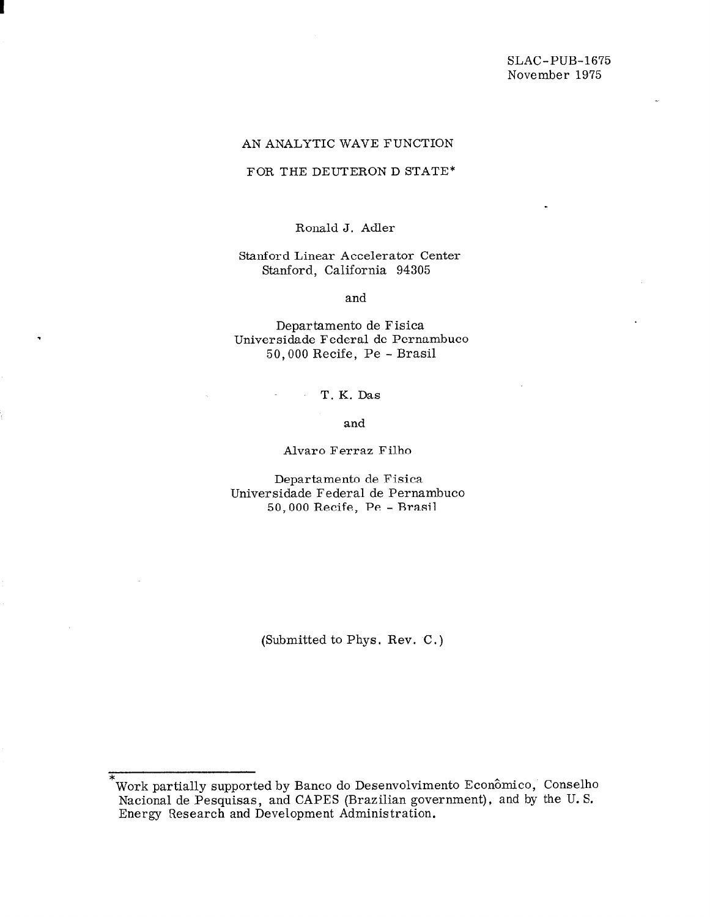SLAC-PUB-1675
November 1975

# AN ANALYTIC WAVE FUNCTION FOR THE DEUTERON D STATE*

Ronald J. Adler

Stanford Linear Accelerator Center
Stanford, California 94305

and

Departamento de Fisica
Universidade Federal de Pernambuco
50,000 Recife, Pe - Brasil

T. K. Das

and

Alvaro Ferraz Filho

Departamento de Fisica
Universidade Federal de Pernambuco
50,000 Recife, Pe - Brasil

(Submitted to Phys. Rev. C.)

---

*Work partially supported by Banco do Desenvolvimento Econômico, Conselho Nacional de Pesquisas, and CAPES (Brazilian government), and by the U. S. Energy Research and Development Administration.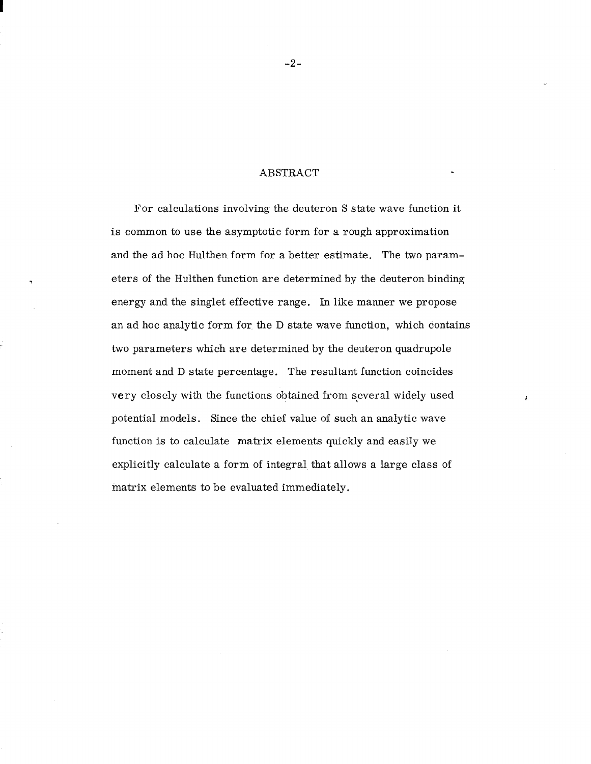## ABSTRACT

For calculations involving the deuteron S state wave function it is common to use the asymptotic form for a rough approximation and the ad hoc Hulthen form for a better estimate. The two parameters of the Hulthen function are determined by the deuteron binding energy and the singlet effective range. In like manner we propose an ad hoc analytic form for the D state wave function, which contains two parameters which are determined by the deuteron quadrupole moment and D state percentage. The resultant function coincides very closely with the functions obtained from several widely used potential models. Since the chief value of such an analytic wave function is to calculate matrix elements quickly and easily we explicitly calculate a form of integral that allows a large class of matrix elements to be evaluated immediately.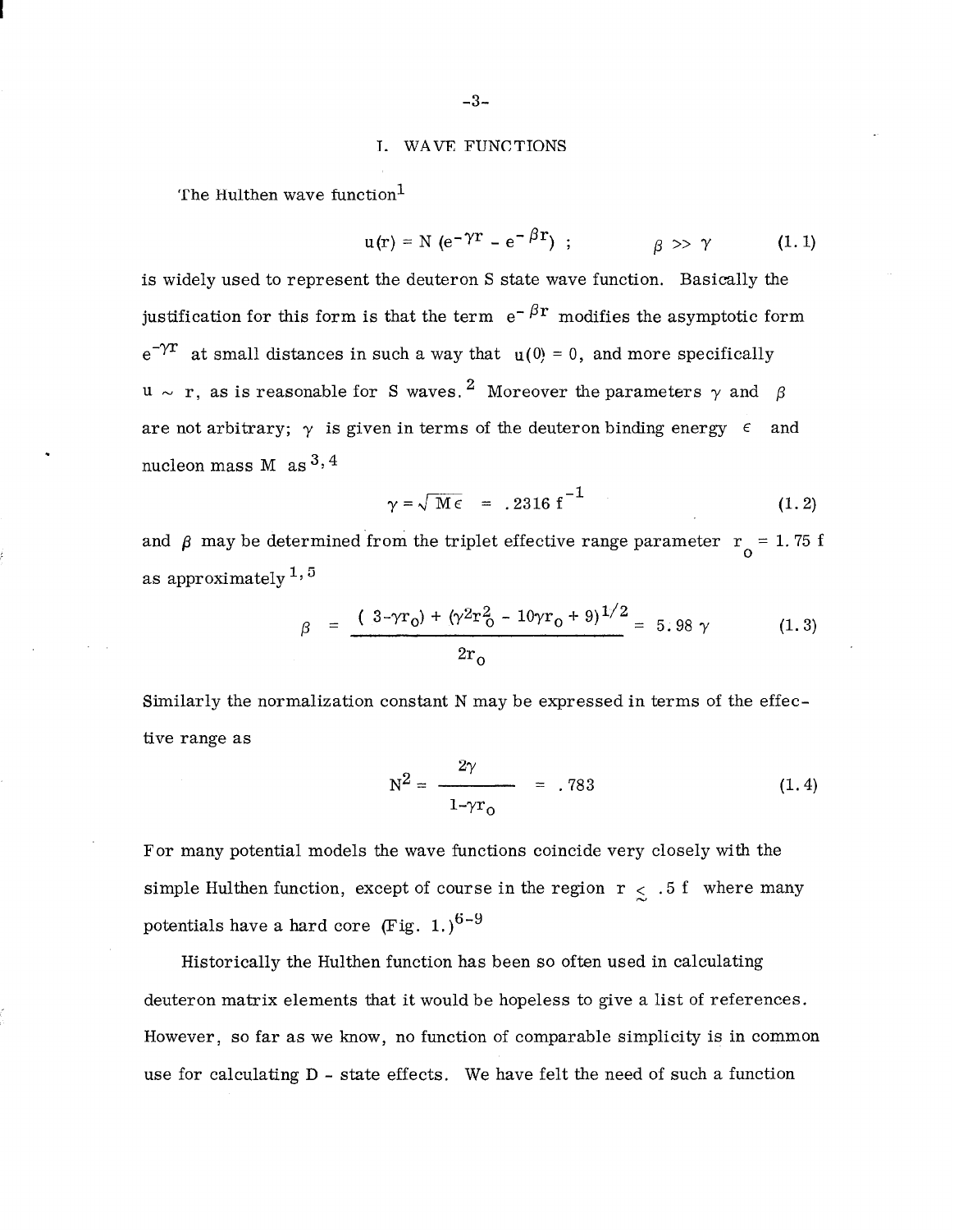# I. WAVE FUNCTIONS

The Hulthen wave function[1]

$$u(r) = N\,(e^{-\gamma r} - e^{-\beta r}) \; ; \qquad \beta \gg \gamma \tag{1.1}$$

is widely used to represent the deuteron S state wave function. Basically the justification for this form is that the term $e^{-\beta r}$ modifies the asymptotic form $e^{-\gamma r}$ at small distances in such a way that $u(0) = 0$, and more specifically $u \sim r$, as is reasonable for S waves.[2] Moreover the parameters $\gamma$ and $\beta$ are not arbitrary; $\gamma$ is given in terms of the deuteron binding energy $\epsilon$ and nucleon mass M as[3,4]

$$\gamma = \sqrt{M\epsilon} = .2316\ \mathrm{f}^{-1} \tag{1.2}$$

and $\beta$ may be determined from the triplet effective range parameter $r_o = 1.75$ f as approximately[1,5]

$$\beta = \frac{(3-\gamma r_o) + (\gamma^2 r_o^2 - 10\gamma r_o + 9)^{1/2}}{2r_o} = 5.98\,\gamma \tag{1.3}$$

Similarly the normalization constant N may be expressed in terms of the effective range as

$$N^2 = \frac{2\gamma}{1-\gamma r_o} = .783 \tag{1.4}$$

For many potential models the wave functions coincide very closely with the simple Hulthen function, except of course in the region $r \lesssim .5$ f where many potentials have a hard core (Fig. 1.)[6-9]

Historically the Hulthen function has been so often used in calculating deuteron matrix elements that it would be hopeless to give a list of references. However, so far as we know, no function of comparable simplicity is in common use for calculating D - state effects. We have felt the need of such a function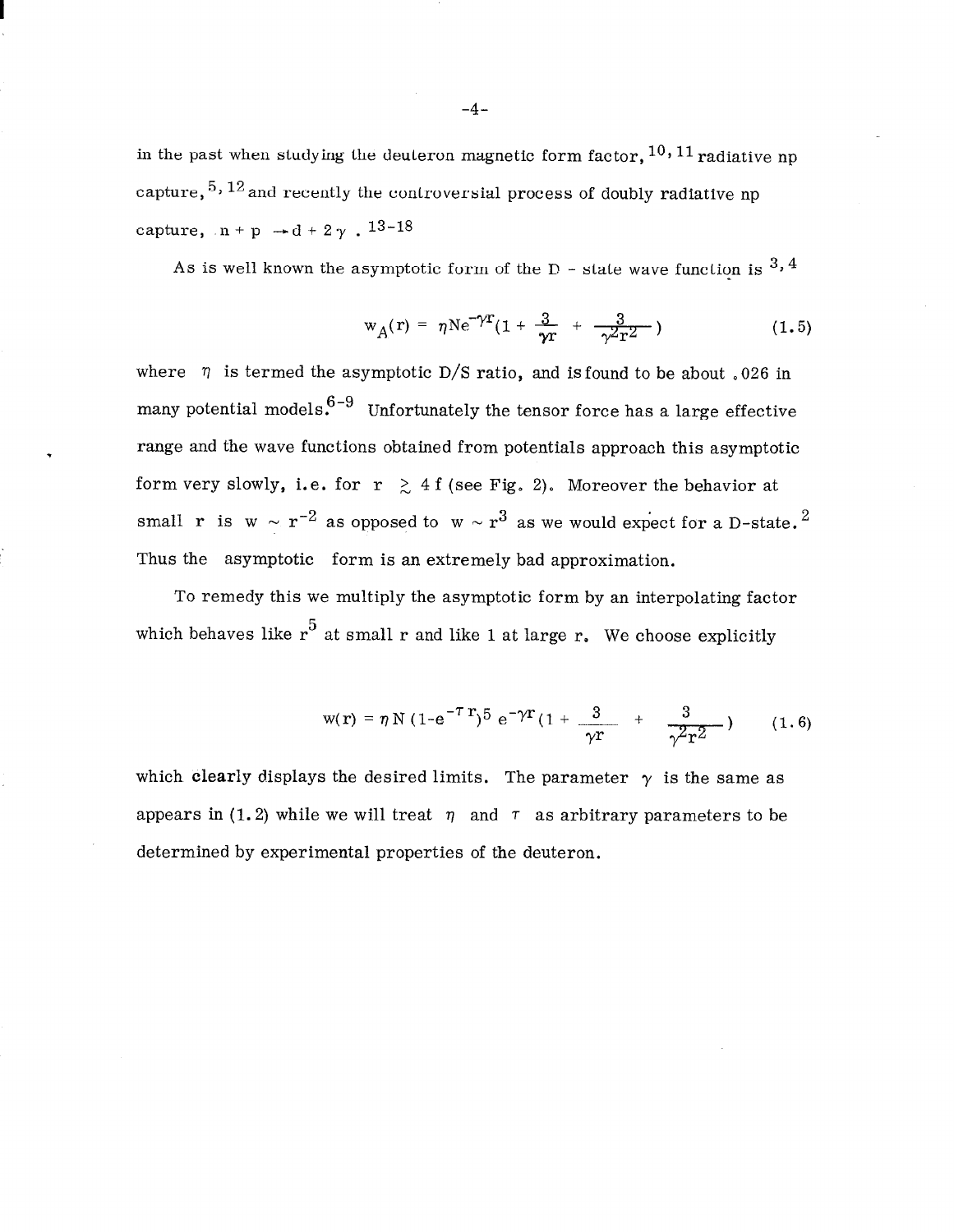in the past when studying the deuteron magnetic form factor,[10,11] radiative np capture,[5,12] and recently the controversial process of doubly radiative np capture, $n + p \rightarrow d + 2\gamma$ .[13-18]

As is well known the asymptotic form of the D - state wave function is [3,4]

$$w_A(r) = \eta N e^{-\gamma r}\left(1 + \frac{3}{\gamma r} + \frac{3}{\gamma^2 r^2}\right) \tag{1.5}$$

where $\eta$ is termed the asymptotic D/S ratio, and is found to be about .026 in many potential models.[6-9] Unfortunately the tensor force has a large effective range and the wave functions obtained from potentials approach this asymptotic form very slowly, i.e. for $r \gtrsim 4$ f (see Fig. 2). Moreover the behavior at small r is $w \sim r^{-2}$ as opposed to $w \sim r^3$ as we would expect for a D-state.[2] Thus the asymptotic form is an extremely bad approximation.

To remedy this we multiply the asymptotic form by an interpolating factor which behaves like $r^5$ at small r and like 1 at large r. We choose explicitly

$$w(r) = \eta N (1 - e^{-\tau r})^5 e^{-\gamma r}\left(1 + \frac{3}{\gamma r} + \frac{3}{\gamma^2 r^2}\right) \tag{1.6}$$

which clearly displays the desired limits. The parameter $\gamma$ is the same as appears in (1.2) while we will treat $\eta$ and $\tau$ as arbitrary parameters to be determined by experimental properties of the deuteron.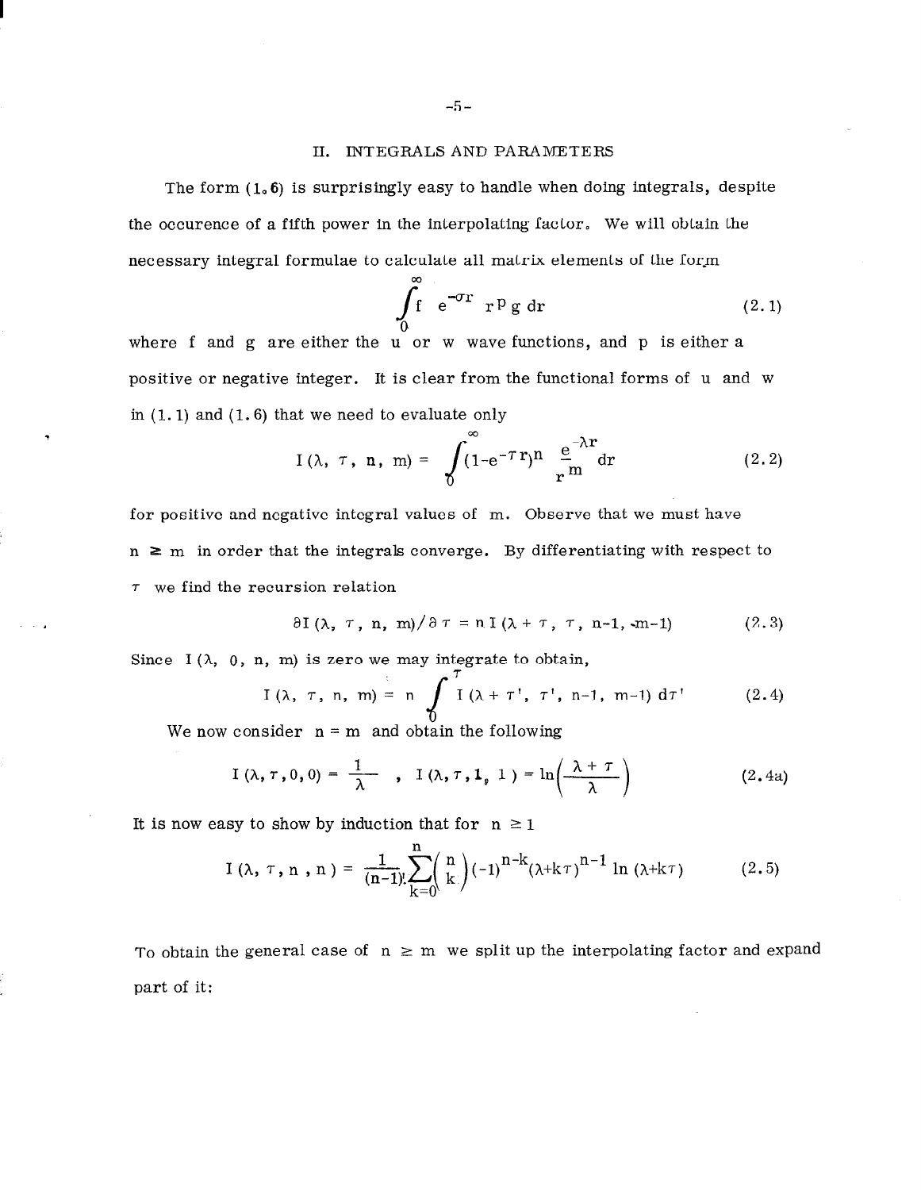## II. INTEGRALS AND PARAMETERS

The form (1.6) is surprisingly easy to handle when doing integrals, despite the occurence of a fifth power in the interpolating factor. We will obtain the necessary integral formulae to calculate all matrix elements of the form

$$\int_0^\infty f \; e^{-\sigma r} \; r^p \, g \, dr \tag{2.1}$$

where f and g are either the u or w wave functions, and p is either a positive or negative integer. It is clear from the functional forms of u and w in (1.1) and (1.6) that we need to evaluate only

$$I(\lambda, \tau, n, m) = \int_0^\infty (1-e^{-\tau r})^n \frac{e^{-\lambda r}}{r^m} dr \tag{2.2}$$

for positive and negative integral values of m. Observe that we must have $n \geq m$ in order that the integrals converge. By differentiating with respect to $\tau$ we find the recursion relation

$$\partial I(\lambda, \tau, n, m)/\partial \tau = n\, I(\lambda + \tau, \tau, n-1, m-1) \tag{2.3}$$

Since $I(\lambda, 0, n, m)$ is zero we may integrate to obtain,

$$I(\lambda, \tau, n, m) = n \int_0^\tau I(\lambda + \tau', \tau', n-1, m-1)\, d\tau' \tag{2.4}$$

We now consider $n = m$ and obtain the following

$$I(\lambda, \tau, 0, 0) = \frac{1}{\lambda} \;, \quad I(\lambda, \tau, 1, 1) = \ln\left(\frac{\lambda + \tau}{\lambda}\right) \tag{2.4a}$$

It is now easy to show by induction that for $n \geq 1$

$$I(\lambda, \tau, n, n) = \frac{1}{(n-1)!} \sum_{k=0}^{n} \binom{n}{k} (-1)^{n-k} (\lambda + k\tau)^{n-1} \ln(\lambda + k\tau) \tag{2.5}$$

To obtain the general case of $n \geq m$ we split up the interpolating factor and expand part of it: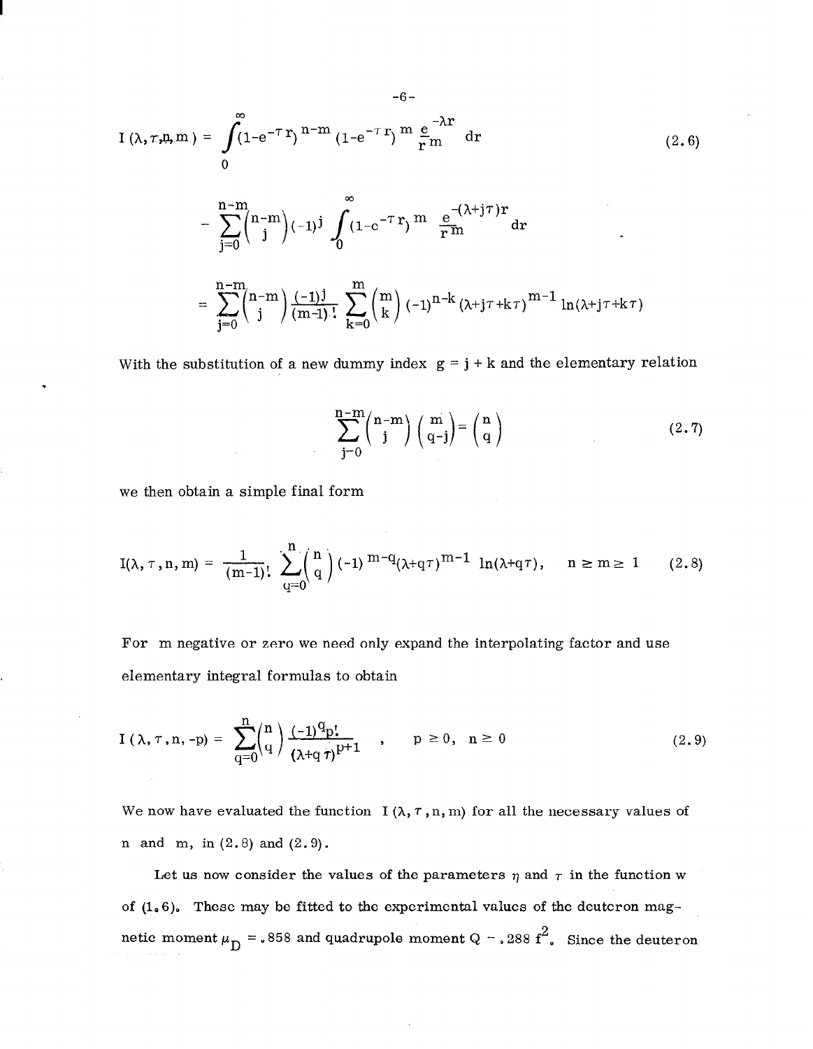$$I(\lambda, \tau, n, m) = \int_0^\infty (1-e^{-\tau r})^{n-m} (1-e^{-\tau r})^m \frac{e^{-\lambda r}}{r^m} \, dr \tag{2.6}$$

$$= \sum_{j=0}^{n-m} \binom{n-m}{j} (-1)^j \int_0^\infty (1-e^{-\tau r})^m \frac{e^{-(\lambda+j\tau)r}}{r^m} \, dr$$

$$= \sum_{j=0}^{n-m} \binom{n-m}{j} \frac{(-1)^j}{(m-1)!} \sum_{k=0}^{m} \binom{m}{k} (-1)^{n-k} (\lambda+j\tau+k\tau)^{m-1} \ln(\lambda+j\tau+k\tau)$$

With the substitution of a new dummy index $g = j + k$ and the elementary relation

$$\sum_{j=0}^{n-m} \binom{n-m}{j} \binom{m}{q-j} = \binom{n}{q} \tag{2.7}$$

we then obtain a simple final form

$$I(\lambda, \tau, n, m) = \frac{1}{(m-1)!} \sum_{q=0}^{n} \binom{n}{q} (-1)^{m-q} (\lambda+q\tau)^{m-1} \ln(\lambda+q\tau), \qquad n \geq m \geq 1 \tag{2.8}$$

For $m$ negative or zero we need only expand the interpolating factor and use elementary integral formulas to obtain

$$I(\lambda, \tau, n, -p) = \sum_{q=0}^{n} \binom{n}{q} \frac{(-1)^q p!}{(\lambda+q\tau)^{p+1}}, \qquad p \geq 0, \; n \geq 0 \tag{2.9}$$

We now have evaluated the function $I(\lambda, \tau, n, m)$ for all the necessary values of $n$ and $m$, in (2.8) and (2.9).

Let us now consider the values of the parameters $\eta$ and $\tau$ in the function w of (1.6). These may be fitted to the experimental values of the deuteron magnetic moment $\mu_D = .858$ and quadrupole moment $Q = .288 \text{ f}^2$. Since the deuteron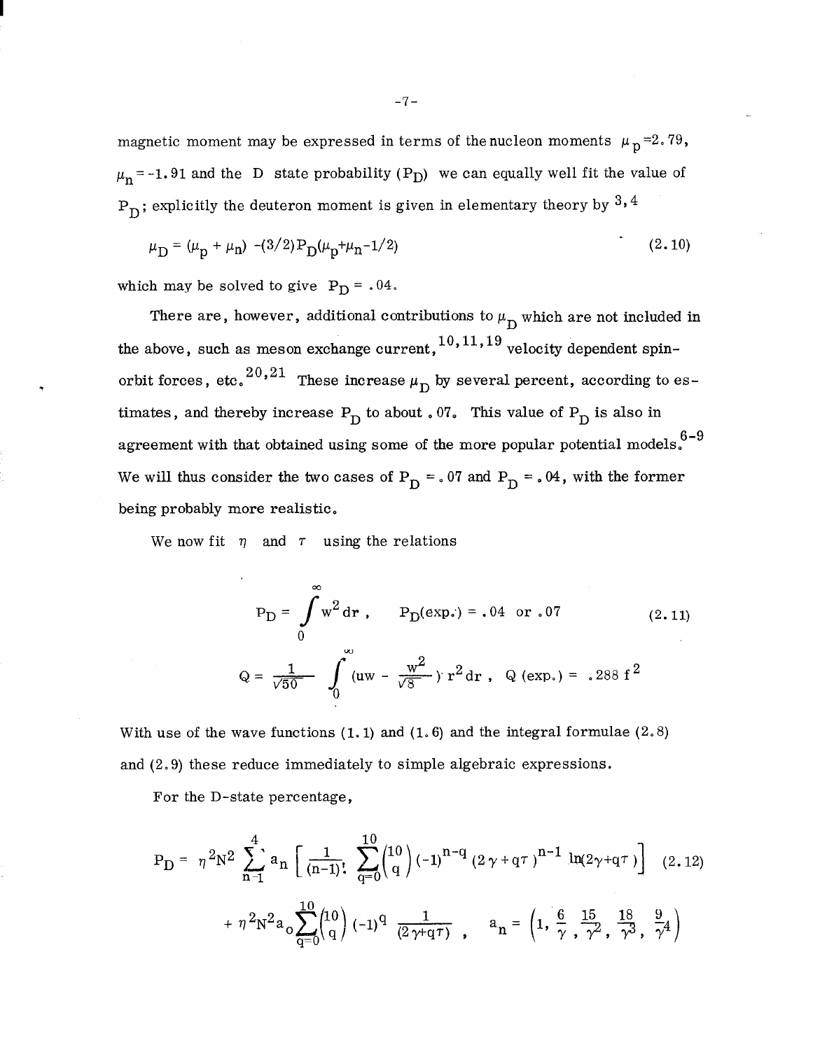magnetic moment may be expressed in terms of the nucleon moments $\mu_p = 2.79$, $\mu_n = -1.91$ and the D state probability ($P_D$) we can equally well fit the value of $P_D$; explicitly the deuteron moment is given in elementary theory by [3,4]

$$\mu_D = (\mu_p + \mu_n) - (3/2) P_D (\mu_p + \mu_n - 1/2) \tag{2.10}$$

which may be solved to give $P_D = .04$.

There are, however, additional contributions to $\mu_D$ which are not included in the above, such as meson exchange current,[10,11,19] velocity dependent spin-orbit forces, etc.[20,21] These increase $\mu_D$ by several percent, according to estimates, and thereby increase $P_D$ to about .07. This value of $P_D$ is also in agreement with that obtained using some of the more popular potential models.[6-9] We will thus consider the two cases of $P_D = .07$ and $P_D = .04$, with the former being probably more realistic.

We now fit $\eta$ and $\tau$ using the relations

$$P_D = \int_0^\infty w^2\, dr\,, \qquad P_D(\text{exp.}) = .04 \text{ or } .07 \tag{2.11}$$

$$Q = \frac{1}{\sqrt{50}} \int_0^\infty \left(uw - \frac{w^2}{\sqrt{8}}\right) r^2\, dr\,, \quad Q\,(\text{exp.}) = .288\, f^2$$

With use of the wave functions (1.1) and (1.6) and the integral formulae (2.8) and (2.9) these reduce immediately to simple algebraic expressions.

For the D-state percentage,

$$P_D = \eta^2 N^2 \sum_{n=1}^{4} a_n \left[\frac{1}{(n-1)!} \sum_{q=0}^{10} \binom{10}{q} (-1)^{n-q} (2\gamma + q\tau)^{n-1} \ln(2\gamma + q\tau)\right] \tag{2.12}$$

$$+ \eta^2 N^2 a_0 \sum_{q=0}^{10} \binom{10}{q} (-1)^q \frac{1}{(2\gamma + q\tau)}\,, \qquad a_n = \left(1, \frac{6}{\gamma}, \frac{15}{\gamma^2}, \frac{18}{\gamma^3}, \frac{9}{\gamma^4}\right)$$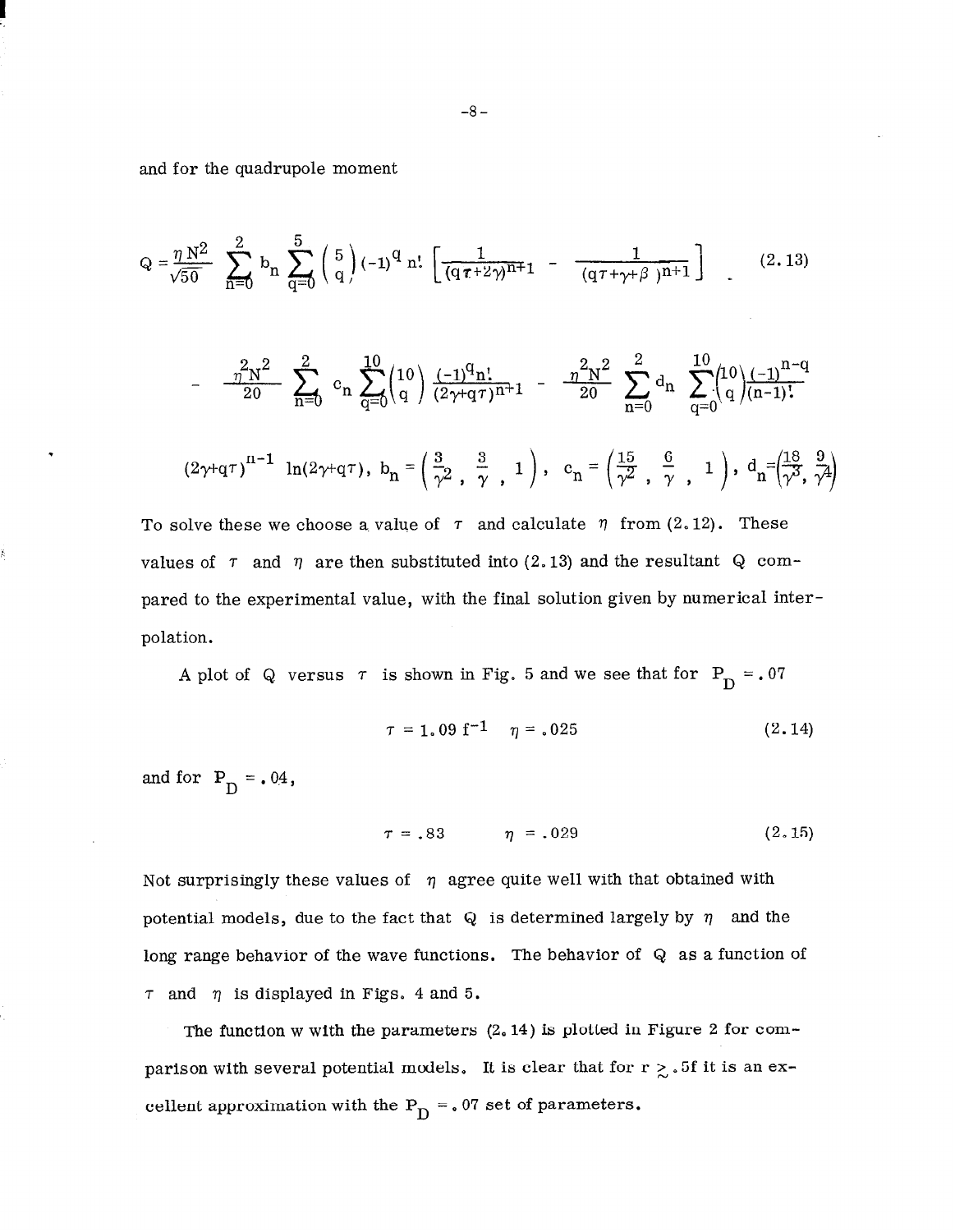and for the quadrupole moment

$$Q = \frac{\eta N^2}{\sqrt{50}} \sum_{n=0}^{2} b_n \sum_{q=0}^{5} \binom{5}{q} (-1)^q \, n! \left[ \frac{1}{(q\tau+2\gamma)^{n+1}} - \frac{1}{(q\tau+\gamma+\beta)^{n+1}} \right] \tag{2.13}$$

$$- \frac{\eta^2 N^2}{20} \sum_{n=0}^{2} c_n \sum_{q=0}^{10} \binom{10}{q} \frac{(-1)^q n!}{(2\gamma+q\tau)^{n+1}} - \frac{\eta^2 N^2}{20} \sum_{n=0}^{2} d_n \sum_{q=0}^{10} \binom{10}{q} \frac{(-1)^{n-q}}{(n-1)!}$$

$$(2\gamma+q\tau)^{n-1} \ln(2\gamma+q\tau), \; b_n = \left(\frac{3}{\gamma^2}, \frac{3}{\gamma}, 1\right), \; c_n = \left(\frac{15}{\gamma^2}, \frac{6}{\gamma}, 1\right), \; d_n = \left(\frac{18}{\gamma^3}, \frac{9}{\gamma^4}\right)$$

To solve these we choose a value of $\tau$ and calculate $\eta$ from (2.12). These values of $\tau$ and $\eta$ are then substituted into (2.13) and the resultant Q compared to the experimental value, with the final solution given by numerical interpolation.

A plot of Q versus $\tau$ is shown in Fig. 5 and we see that for $P_D = .07$

$$\tau = 1.09 \text{ f}^{-1} \qquad \eta = .025 \tag{2.14}$$

and for $P_D = .04$,

$$\tau = .83 \qquad \eta = .029 \tag{2.15}$$

Not surprisingly these values of $\eta$ agree quite well with that obtained with potential models, due to the fact that Q is determined largely by $\eta$ and the long range behavior of the wave functions. The behavior of Q as a function of $\tau$ and $\eta$ is displayed in Figs. 4 and 5.

The function w with the parameters (2.14) is plotted in Figure 2 for comparison with several potential models. It is clear that for $r \gtrsim .5$f it is an excellent approximation with the $P_D = .07$ set of parameters.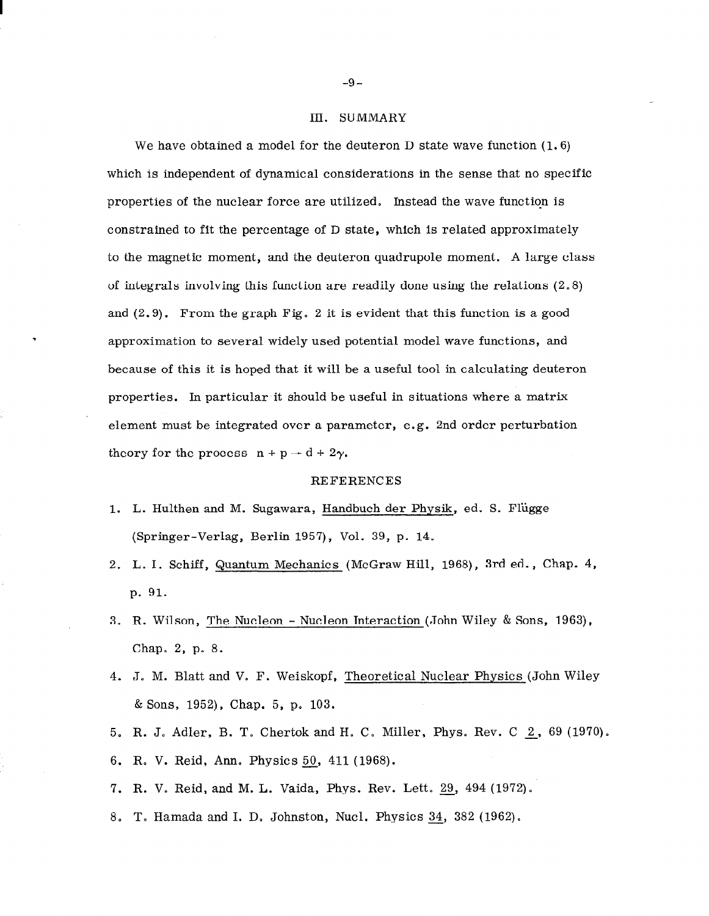## III. SUMMARY

We have obtained a model for the deuteron D state wave function (1.6) which is independent of dynamical considerations in the sense that no specific properties of the nuclear force are utilized. Instead the wave function is constrained to fit the percentage of D state, which is related approximately to the magnetic moment, and the deuteron quadrupole moment. A large class of integrals involving this function are readily done using the relations (2.8) and (2.9). From the graph Fig. 2 it is evident that this function is a good approximation to several widely used potential model wave functions, and because of this it is hoped that it will be a useful tool in calculating deuteron properties. In particular it should be useful in situations where a matrix element must be integrated over a parameter, e.g. 2nd order perturbation theory for the process $n + p \rightarrow d + 2\gamma$.

## REFERENCES

1. L. Hulthen and M. Sugawara, Handbuch der Physik, ed. S. Flügge (Springer-Verlag, Berlin 1957), Vol. 39, p. 14.
2. L. I. Schiff, Quantum Mechanics (McGraw Hill, 1968), 3rd ed., Chap. 4, p. 91.
3. R. Wilson, The Nucleon - Nucleon Interaction (John Wiley & Sons, 1963), Chap. 2, p. 8.
4. J. M. Blatt and V. F. Weiskopf, Theoretical Nuclear Physics (John Wiley & Sons, 1952), Chap. 5, p. 103.
5. R. J. Adler, B. T. Chertok and H. C. Miller, Phys. Rev. C 2, 69 (1970).
6. R. V. Reid, Ann. Physics 50, 411 (1968).
7. R. V. Reid, and M. L. Vaida, Phys. Rev. Lett. 29, 494 (1972).
8. T. Hamada and I. D. Johnston, Nucl. Physics 34, 382 (1962).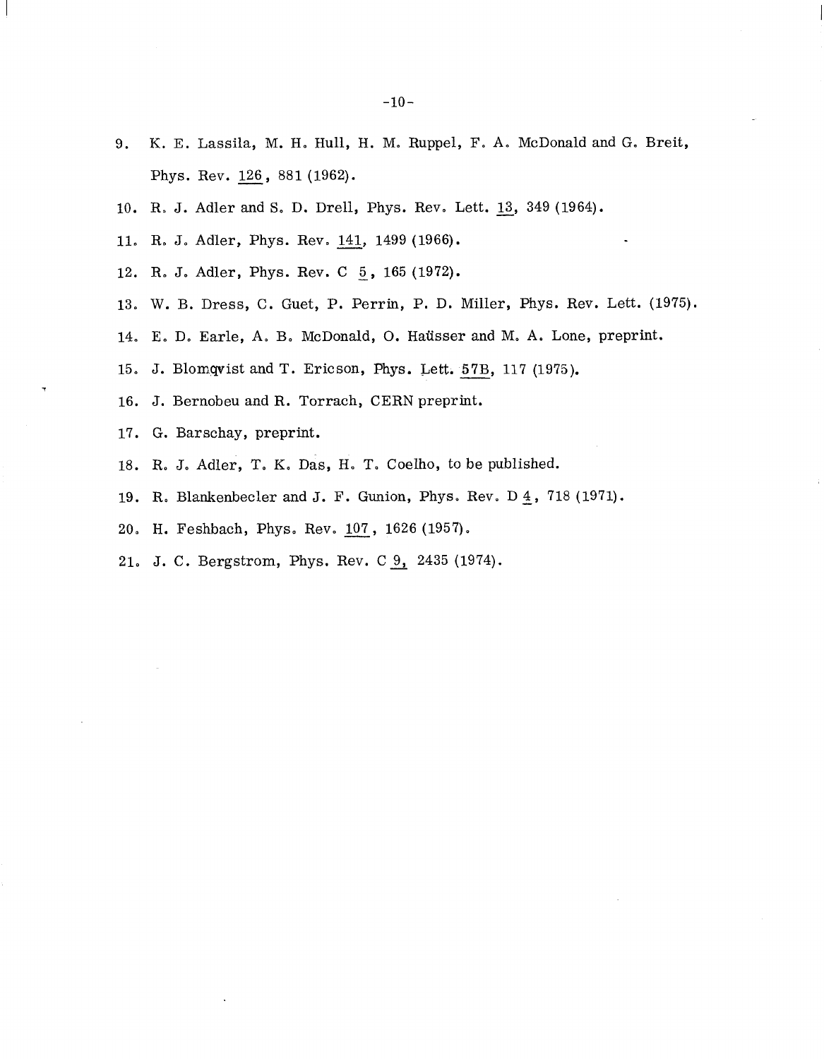9. K. E. Lassila, M. H. Hull, H. M. Ruppel, F. A. McDonald and G. Breit, Phys. Rev. 126, 881 (1962).
10. R. J. Adler and S. D. Drell, Phys. Rev. Lett. 13, 349 (1964).
11. R. J. Adler, Phys. Rev. 141, 1499 (1966).
12. R. J. Adler, Phys. Rev. C 5, 165 (1972).
13. W. B. Dress, C. Guet, P. Perrin, P. D. Miller, Phys. Rev. Lett. (1975).
14. E. D. Earle, A. B. McDonald, O. Haüsser and M. A. Lone, preprint.
15. J. Blomqvist and T. Ericson, Phys. Lett. 57B, 117 (1975).
16. J. Bernobeu and R. Torrach, CERN preprint.
17. G. Barschay, preprint.
18. R. J. Adler, T. K. Das, H. T. Coelho, to be published.
19. R. Blankenbecler and J. F. Gunion, Phys. Rev. D 4, 718 (1971).
20. H. Feshbach, Phys. Rev. 107, 1626 (1957).
21. J. C. Bergstrom, Phys. Rev. C 9, 2435 (1974).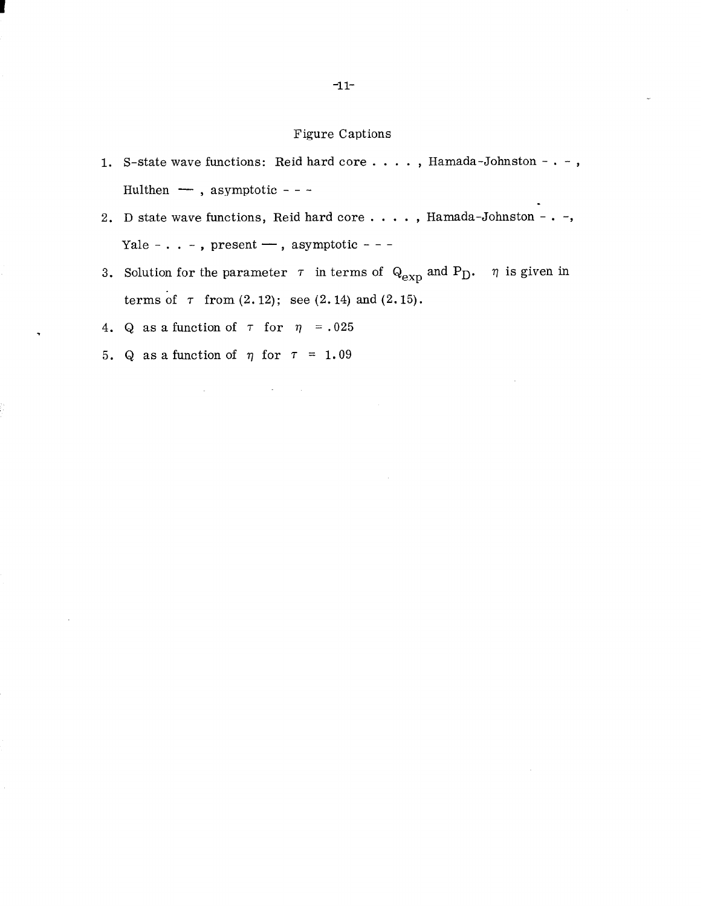## Figure Captions

1. S-state wave functions: Reid hard core . . . . , Hamada-Johnston - . - , Hulthen —— , asymptotic - - -
2. D state wave functions, Reid hard core . . . . , Hamada-Johnston - . -, Yale - . . . - , present —— , asymptotic - - -
3. Solution for the parameter $\tau$ in terms of $Q_{exp}$ and $P_D$. $\eta$ is given in terms of $\tau$ from (2.12); see (2.14) and (2.15).
4. Q as a function of $\tau$ for $\eta = .025$
5. Q as a function of $\eta$ for $\tau = 1.09$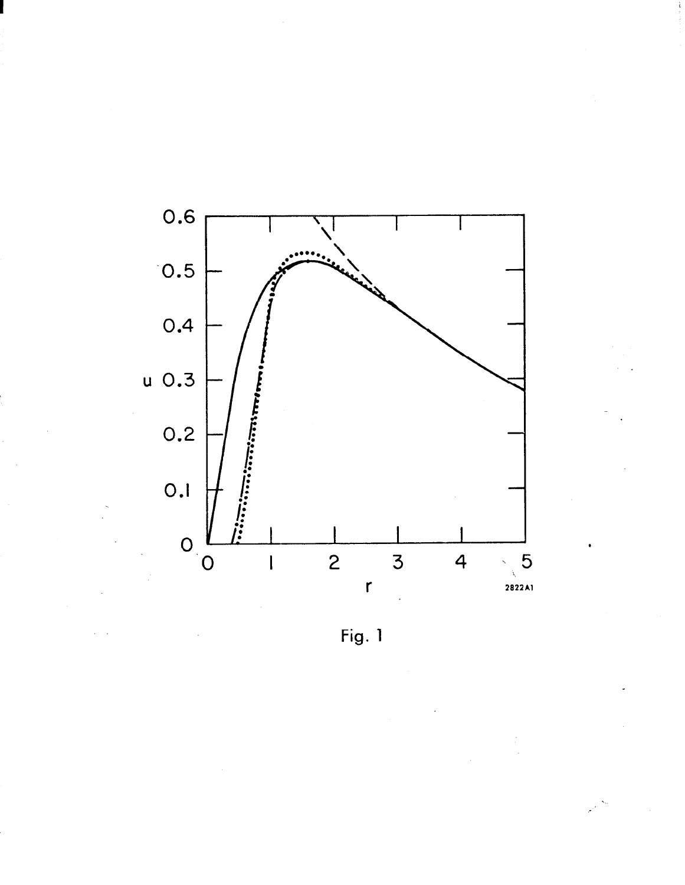Fig. 1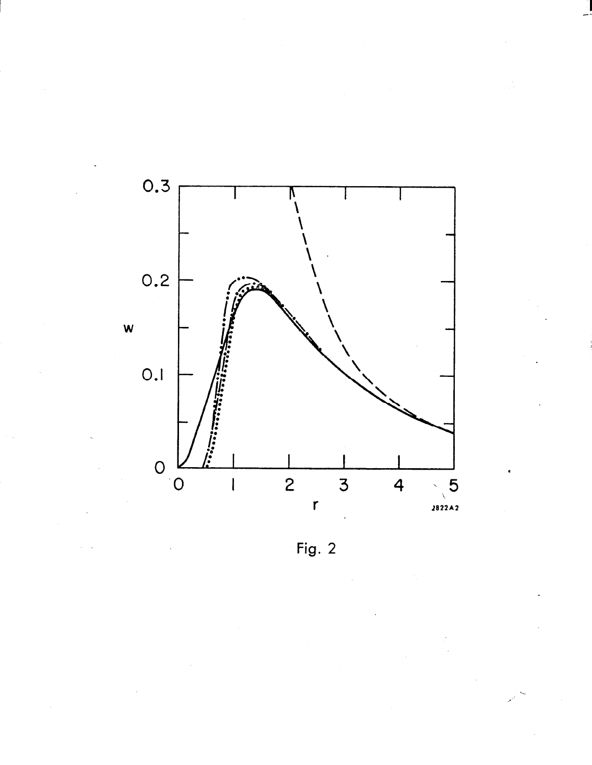Fig. 2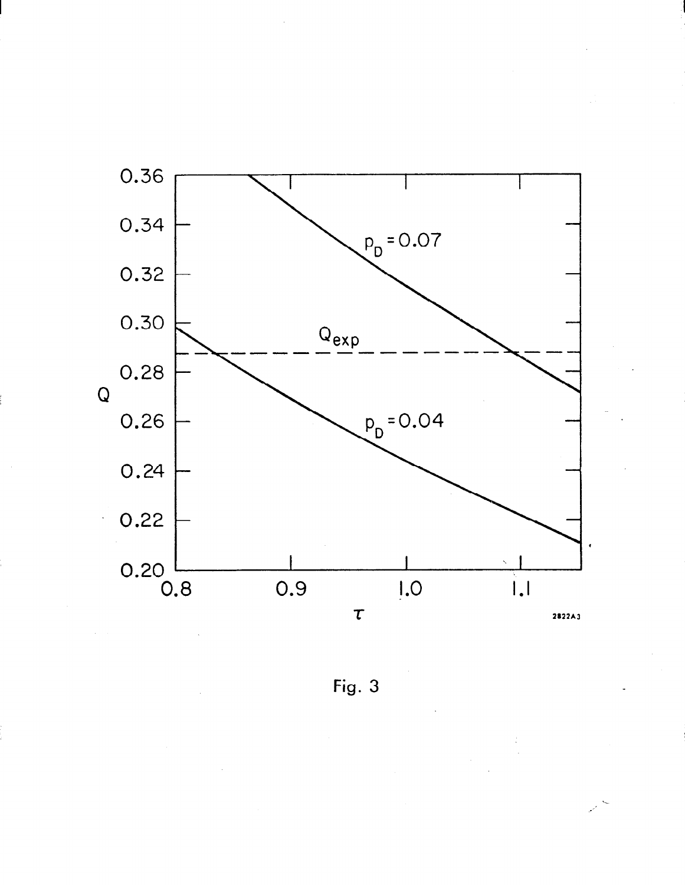Fig. 3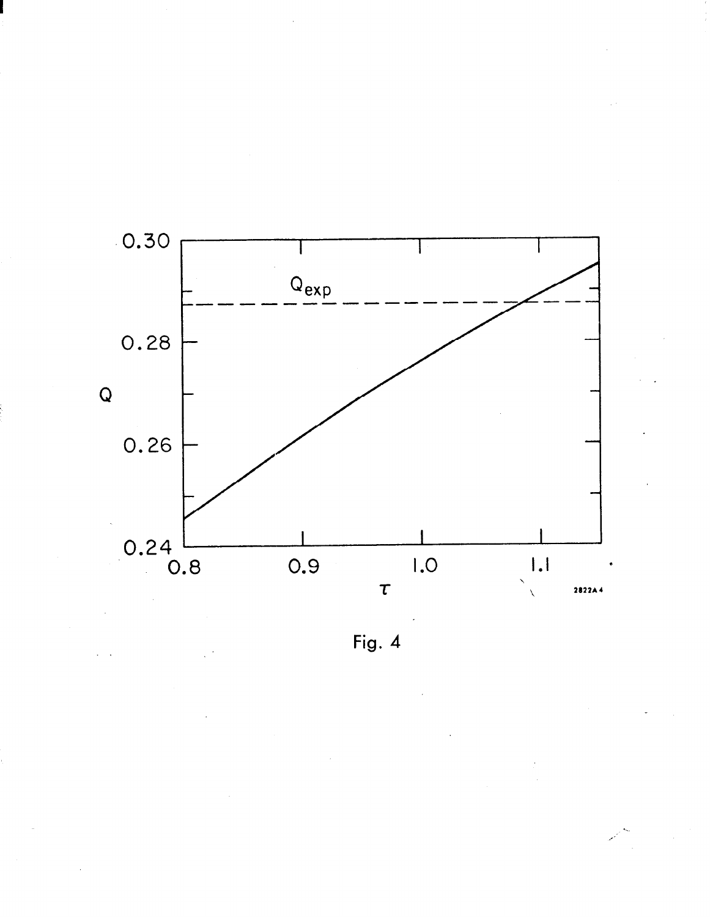Fig. 4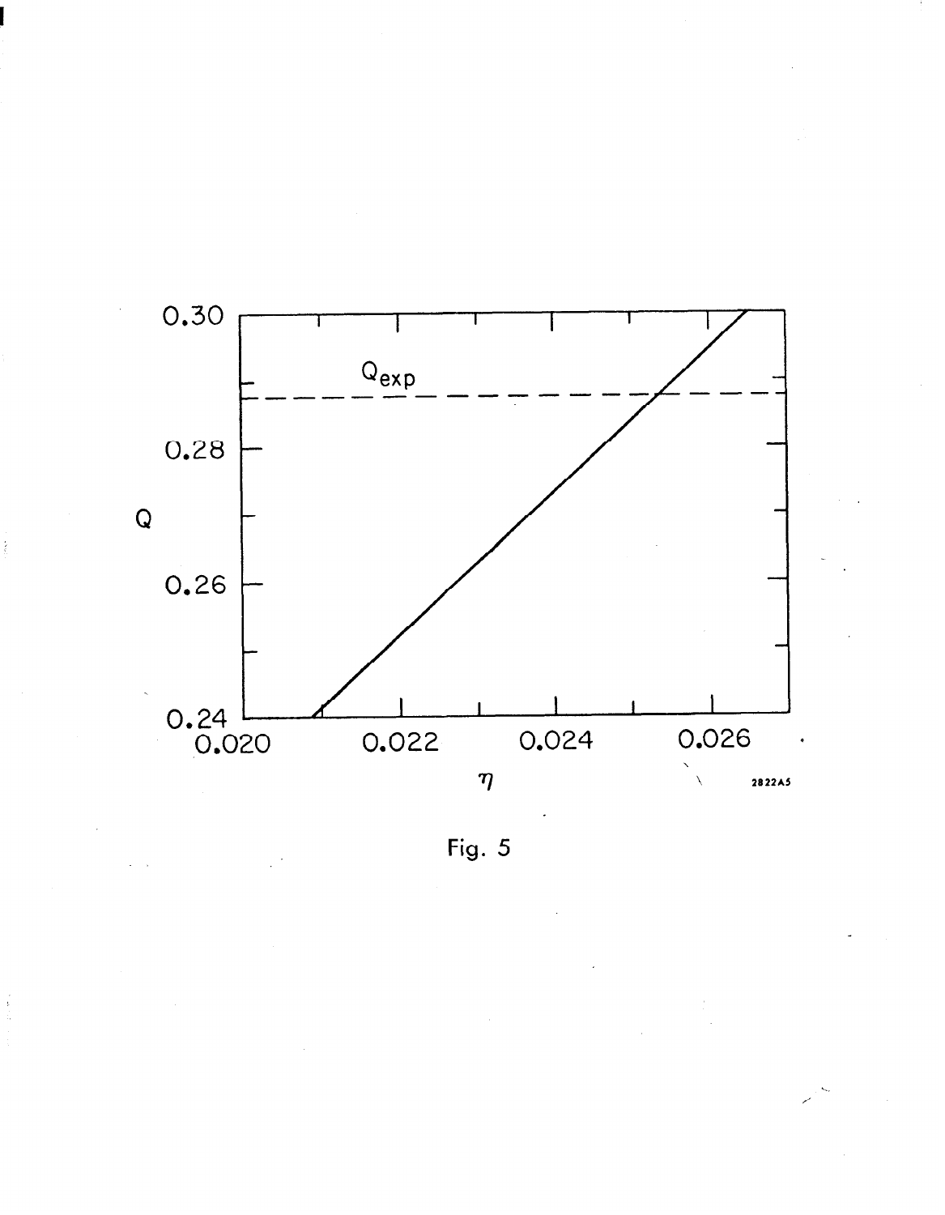0.30

$Q_{exp}$

0.28

Q

0.26

0.24

0.020

0.022

0.024

0.026

$\eta$

2822A5

Fig. 5